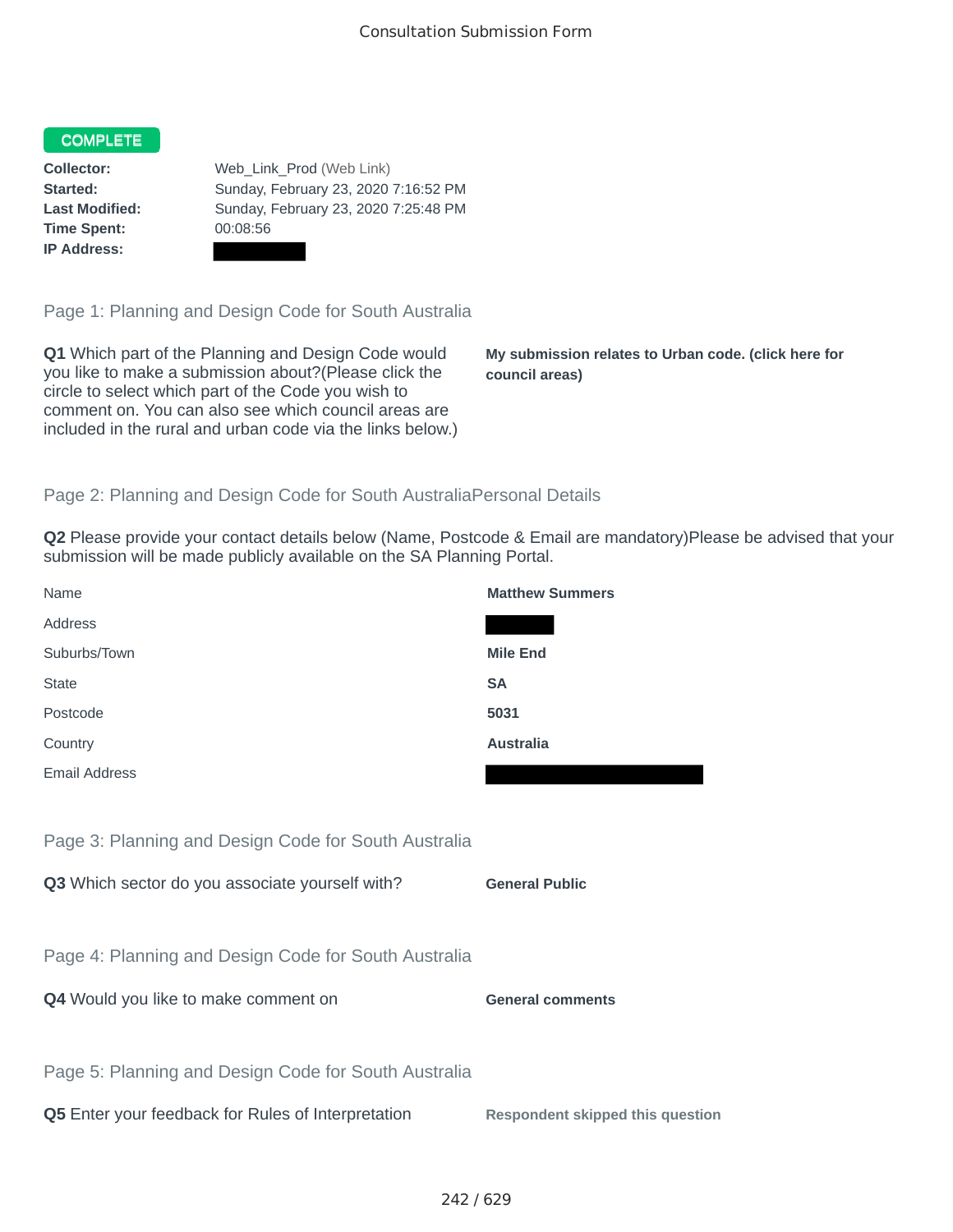Consultation Submission Form

**COMPLETE**

**Collector:** Web_Link_Prod (Web Link)
**Started:** Sunday, February 23, 2020 7:16:52 PM
**Last Modified:** Sunday, February 23, 2020 7:25:48 PM
**Time Spent:** 00:08:56
**IP Address:**

## Page 1: Planning and Design Code for South Australia

**Q1** Which part of the Planning and Design Code would you like to make a submission about?(Please click the circle to select which part of the Code you wish to comment on. You can also see which council areas are included in the rural and urban code via the links below.)

**My submission relates to Urban code. (click here for council areas)**

## Page 2: Planning and Design Code for South AustraliaPersonal Details

**Q2** Please provide your contact details below (Name, Postcode & Email are mandatory)Please be advised that your submission will be made publicly available on the SA Planning Portal.

| | |
|---|---|
| Name | **Matthew Summers** |
| Address | |
| Suburbs/Town | **Mile End** |
| State | **SA** |
| Postcode | **5031** |
| Country | **Australia** |
| Email Address | |

## Page 3: Planning and Design Code for South Australia

**Q3** Which sector do you associate yourself with?

**General Public**

## Page 4: Planning and Design Code for South Australia

**Q4** Would you like to make comment on

**General comments**

## Page 5: Planning and Design Code for South Australia

**Q5** Enter your feedback for Rules of Interpretation

**Respondent skipped this question**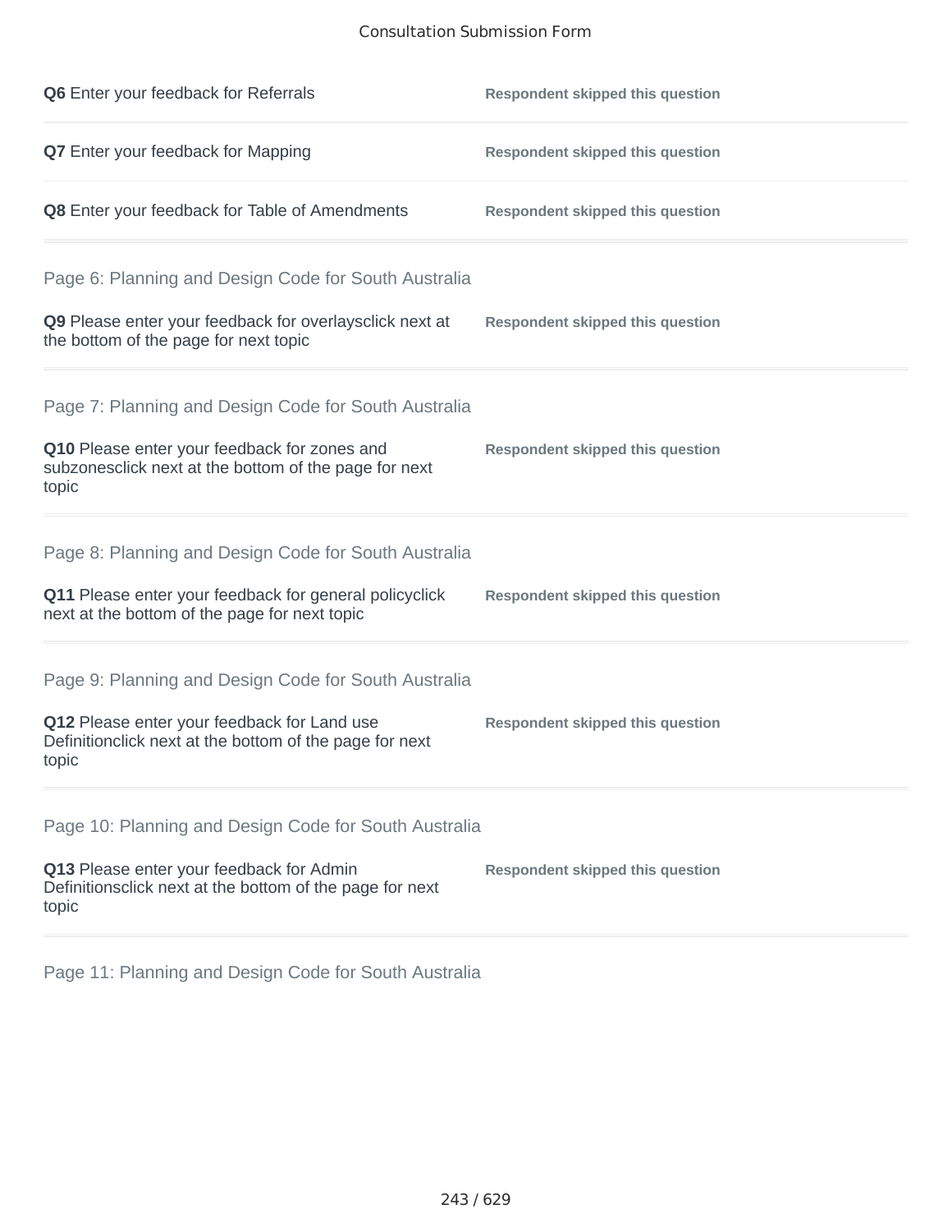**Q6** Enter your feedback for Referrals — **Respondent skipped this question**

**Q7** Enter your feedback for Mapping — **Respondent skipped this question**

**Q8** Enter your feedback for Table of Amendments — **Respondent skipped this question**

## Page 6: Planning and Design Code for South Australia

**Q9** Please enter your feedback for overlaysclick next at the bottom of the page for next topic — **Respondent skipped this question**

## Page 7: Planning and Design Code for South Australia

**Q10** Please enter your feedback for zones and subzonesclick next at the bottom of the page for next topic — **Respondent skipped this question**

## Page 8: Planning and Design Code for South Australia

**Q11** Please enter your feedback for general policyclick next at the bottom of the page for next topic — **Respondent skipped this question**

## Page 9: Planning and Design Code for South Australia

**Q12** Please enter your feedback for Land use Definitionclick next at the bottom of the page for next topic — **Respondent skipped this question**

## Page 10: Planning and Design Code for South Australia

**Q13** Please enter your feedback for Admin Definitionsclick next at the bottom of the page for next topic — **Respondent skipped this question**

## Page 11: Planning and Design Code for South Australia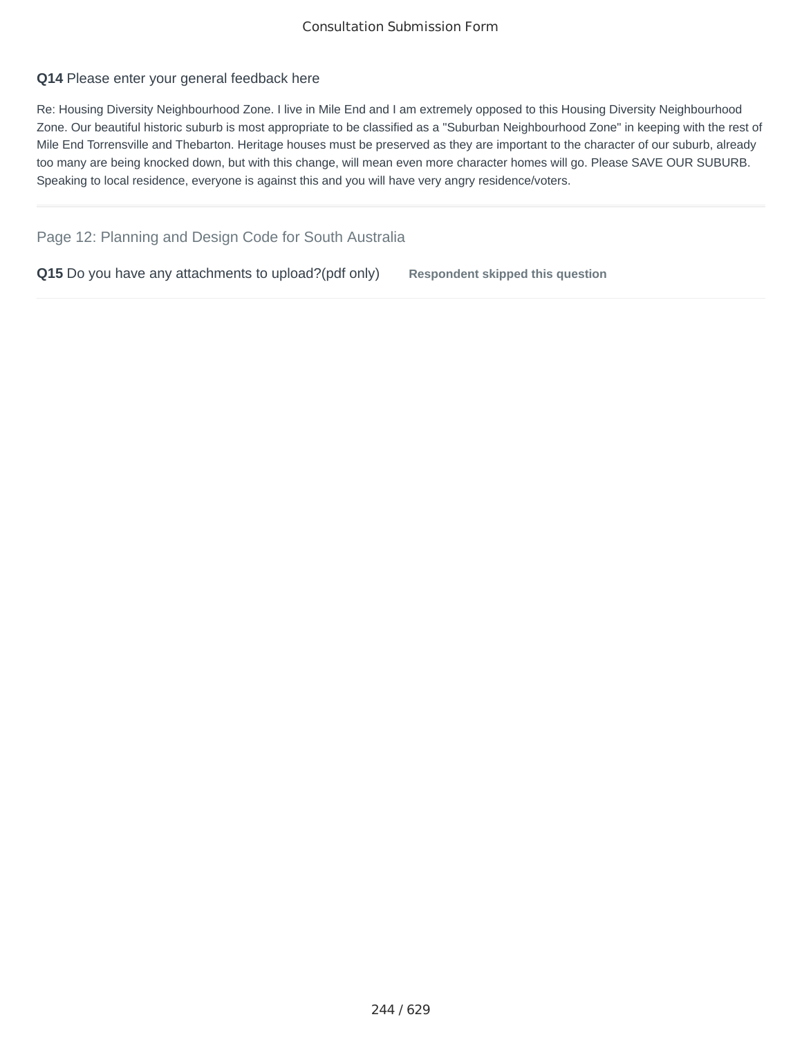**Q14** Please enter your general feedback here

Re: Housing Diversity Neighbourhood Zone. I live in Mile End and I am extremely opposed to this Housing Diversity Neighbourhood Zone. Our beautiful historic suburb is most appropriate to be classified as a "Suburban Neighbourhood Zone" in keeping with the rest of Mile End Torrensville and Thebarton. Heritage houses must be preserved as they are important to the character of our suburb, already too many are being knocked down, but with this change, will mean even more character homes will go. Please SAVE OUR SUBURB. Speaking to local residence, everyone is against this and you will have very angry residence/voters.

## Page 12: Planning and Design Code for South Australia

**Q15** Do you have any attachments to upload?(pdf only) **Respondent skipped this question**